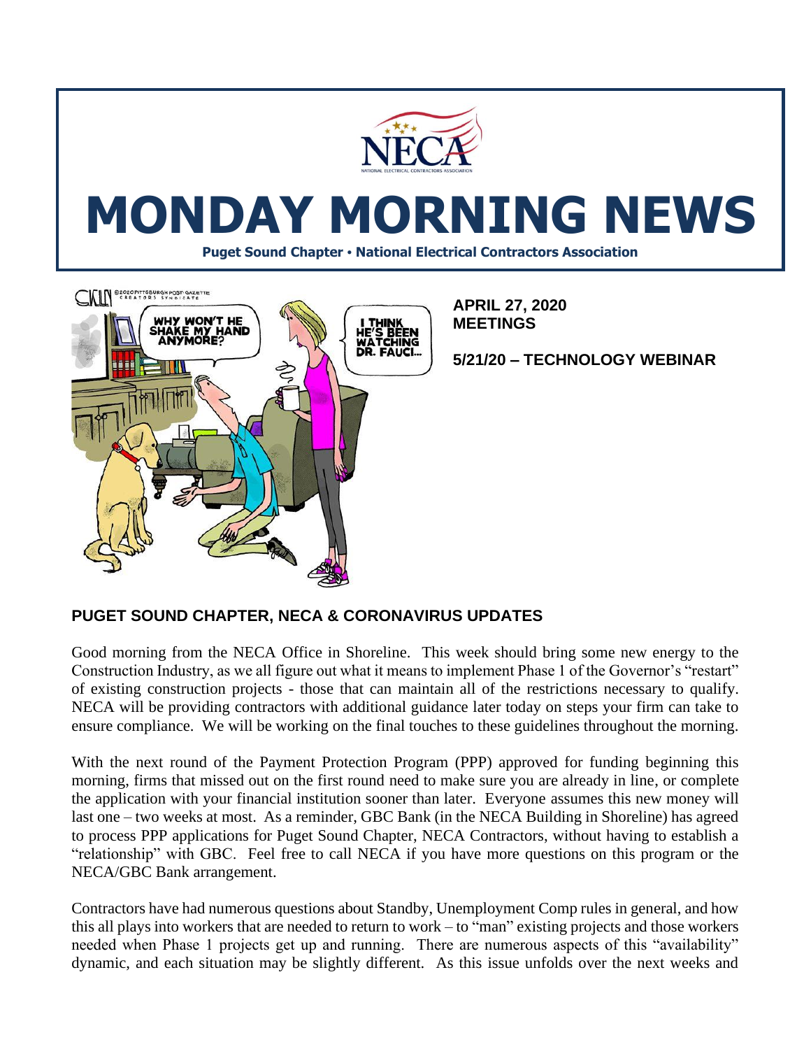# MONDAY MORNING NEWS

**Puget Sound Chapter • National Electrical Contractors Association**

**APRIL 27, 2020**
**MEETINGS**

**5/21/20 – TECHNOLOGY WEBINAR**

## PUGET SOUND CHAPTER, NECA & CORONAVIRUS UPDATES

Good morning from the NECA Office in Shoreline. This week should bring some new energy to the Construction Industry, as we all figure out what it means to implement Phase 1 of the Governor's "restart" of existing construction projects - those that can maintain all of the restrictions necessary to qualify. NECA will be providing contractors with additional guidance later today on steps your firm can take to ensure compliance. We will be working on the final touches to these guidelines throughout the morning.

With the next round of the Payment Protection Program (PPP) approved for funding beginning this morning, firms that missed out on the first round need to make sure you are already in line, or complete the application with your financial institution sooner than later. Everyone assumes this new money will last one – two weeks at most. As a reminder, GBC Bank (in the NECA Building in Shoreline) has agreed to process PPP applications for Puget Sound Chapter, NECA Contractors, without having to establish a "relationship" with GBC. Feel free to call NECA if you have more questions on this program or the NECA/GBC Bank arrangement.

Contractors have had numerous questions about Standby, Unemployment Comp rules in general, and how this all plays into workers that are needed to return to work – to "man" existing projects and those workers needed when Phase 1 projects get up and running. There are numerous aspects of this "availability" dynamic, and each situation may be slightly different. As this issue unfolds over the next weeks and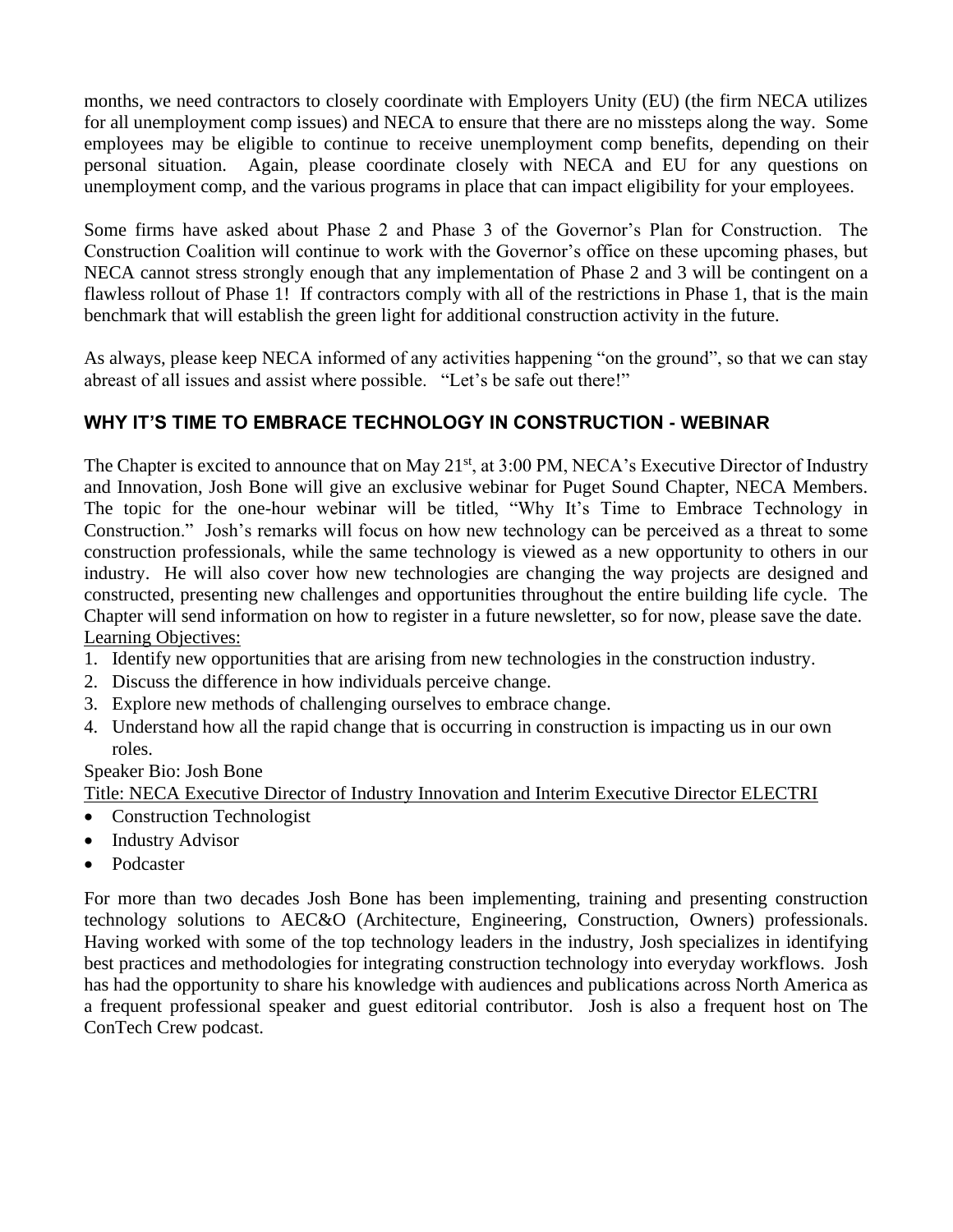months, we need contractors to closely coordinate with Employers Unity (EU) (the firm NECA utilizes for all unemployment comp issues) and NECA to ensure that there are no missteps along the way. Some employees may be eligible to continue to receive unemployment comp benefits, depending on their personal situation. Again, please coordinate closely with NECA and EU for any questions on unemployment comp, and the various programs in place that can impact eligibility for your employees.

Some firms have asked about Phase 2 and Phase 3 of the Governor's Plan for Construction. The Construction Coalition will continue to work with the Governor's office on these upcoming phases, but NECA cannot stress strongly enough that any implementation of Phase 2 and 3 will be contingent on a flawless rollout of Phase 1! If contractors comply with all of the restrictions in Phase 1, that is the main benchmark that will establish the green light for additional construction activity in the future.

As always, please keep NECA informed of any activities happening "on the ground", so that we can stay abreast of all issues and assist where possible. "Let's be safe out there!"

## WHY IT'S TIME TO EMBRACE TECHNOLOGY IN CONSTRUCTION - WEBINAR

The Chapter is excited to announce that on May 21st, at 3:00 PM, NECA's Executive Director of Industry and Innovation, Josh Bone will give an exclusive webinar for Puget Sound Chapter, NECA Members. The topic for the one-hour webinar will be titled, "Why It's Time to Embrace Technology in Construction." Josh's remarks will focus on how new technology can be perceived as a threat to some construction professionals, while the same technology is viewed as a new opportunity to others in our industry. He will also cover how new technologies are changing the way projects are designed and constructed, presenting new challenges and opportunities throughout the entire building life cycle. The Chapter will send information on how to register in a future newsletter, so for now, please save the date.

Learning Objectives:

1. Identify new opportunities that are arising from new technologies in the construction industry.
2. Discuss the difference in how individuals perceive change.
3. Explore new methods of challenging ourselves to embrace change.
4. Understand how all the rapid change that is occurring in construction is impacting us in our own roles.

Speaker Bio: Josh Bone

Title: NECA Executive Director of Industry Innovation and Interim Executive Director ELECTRI

- Construction Technologist
- Industry Advisor
- Podcaster

For more than two decades Josh Bone has been implementing, training and presenting construction technology solutions to AEC&O (Architecture, Engineering, Construction, Owners) professionals. Having worked with some of the top technology leaders in the industry, Josh specializes in identifying best practices and methodologies for integrating construction technology into everyday workflows. Josh has had the opportunity to share his knowledge with audiences and publications across North America as a frequent professional speaker and guest editorial contributor. Josh is also a frequent host on The ConTech Crew podcast.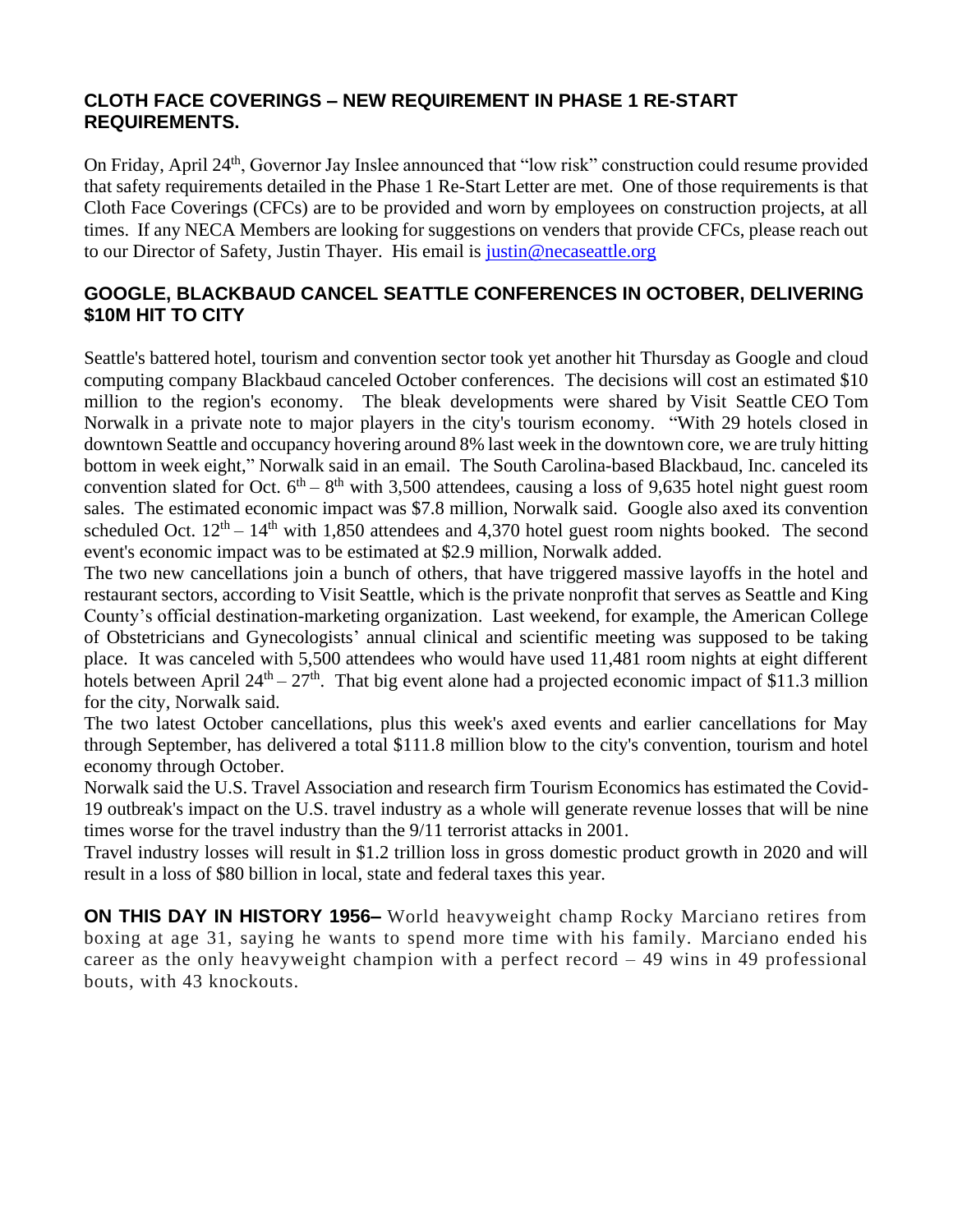## CLOTH FACE COVERINGS – NEW REQUIREMENT IN PHASE 1 RE-START REQUIREMENTS.

On Friday, April 24th, Governor Jay Inslee announced that "low risk" construction could resume provided that safety requirements detailed in the Phase 1 Re-Start Letter are met. One of those requirements is that Cloth Face Coverings (CFCs) are to be provided and worn by employees on construction projects, at all times. If any NECA Members are looking for suggestions on venders that provide CFCs, please reach out to our Director of Safety, Justin Thayer. His email is [justin@necaseattle.org](mailto:justin@necaseattle.org)

## GOOGLE, BLACKBAUD CANCEL SEATTLE CONFERENCES IN OCTOBER, DELIVERING $10M HIT TO CITY

Seattle's battered hotel, tourism and convention sector took yet another hit Thursday as Google and cloud computing company Blackbaud canceled October conferences. The decisions will cost an estimated $10 million to the region's economy. The bleak developments were shared by Visit Seattle CEO Tom Norwalk in a private note to major players in the city's tourism economy. "With 29 hotels closed in downtown Seattle and occupancy hovering around 8% last week in the downtown core, we are truly hitting bottom in week eight," Norwalk said in an email. The South Carolina-based Blackbaud, Inc. canceled its convention slated for Oct. 6th – 8th with 3,500 attendees, causing a loss of 9,635 hotel night guest room sales. The estimated economic impact was $7.8 million, Norwalk said. Google also axed its convention scheduled Oct. 12th – 14th with 1,850 attendees and 4,370 hotel guest room nights booked. The second event's economic impact was to be estimated at $2.9 million, Norwalk added.

The two new cancellations join a bunch of others, that have triggered massive layoffs in the hotel and restaurant sectors, according to Visit Seattle, which is the private nonprofit that serves as Seattle and King County's official destination-marketing organization. Last weekend, for example, the American College of Obstetricians and Gynecologists' annual clinical and scientific meeting was supposed to be taking place. It was canceled with 5,500 attendees who would have used 11,481 room nights at eight different hotels between April 24th – 27th. That big event alone had a projected economic impact of $11.3 million for the city, Norwalk said.

The two latest October cancellations, plus this week's axed events and earlier cancellations for May through September, has delivered a total $111.8 million blow to the city's convention, tourism and hotel economy through October.

Norwalk said the U.S. Travel Association and research firm Tourism Economics has estimated the Covid-19 outbreak's impact on the U.S. travel industry as a whole will generate revenue losses that will be nine times worse for the travel industry than the 9/11 terrorist attacks in 2001.

Travel industry losses will result in $1.2 trillion loss in gross domestic product growth in 2020 and will result in a loss of $80 billion in local, state and federal taxes this year.

**ON THIS DAY IN HISTORY 1956–** World heavyweight champ Rocky Marciano retires from boxing at age 31, saying he wants to spend more time with his family. Marciano ended his career as the only heavyweight champion with a perfect record – 49 wins in 49 professional bouts, with 43 knockouts.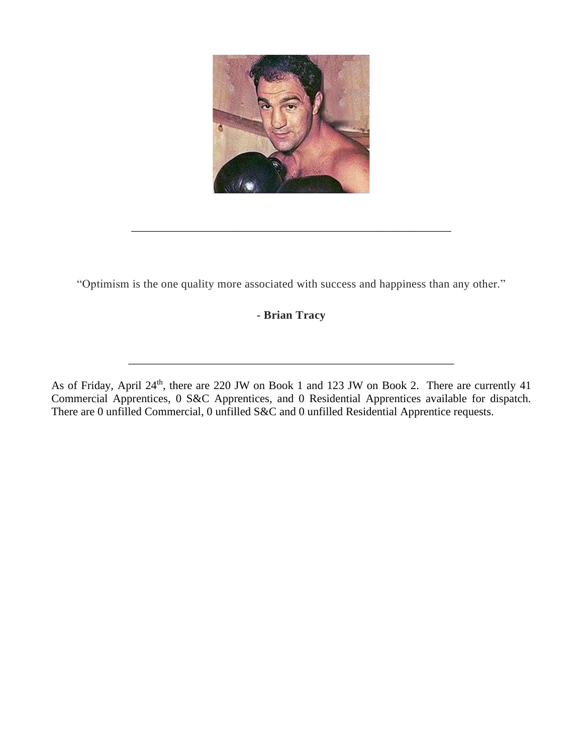---

"Optimism is the one quality more associated with success and happiness than any other."

**- Brian Tracy**

---

As of Friday, April 24th, there are 220 JW on Book 1 and 123 JW on Book 2. There are currently 41 Commercial Apprentices, 0 S&C Apprentices, and 0 Residential Apprentices available for dispatch. There are 0 unfilled Commercial, 0 unfilled S&C and 0 unfilled Residential Apprentice requests.